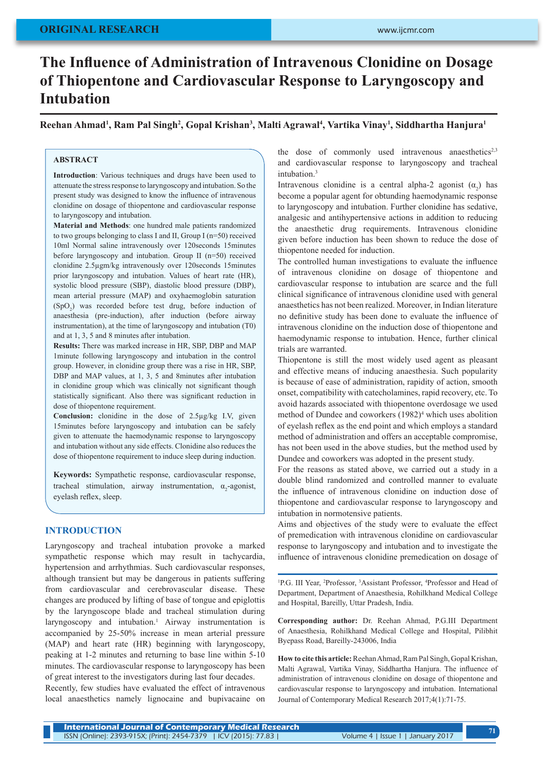ORIGINAL RESEARCH

# The Influence of Administration of Intravenous Clonidine on Dosage of Thiopentone and Cardiovascular Response to Laryngoscopy and Intubation

**Reehan Ahmad[1], Ram Pal Singh[2], Gopal Krishan[3], Malti Agrawal[4], Vartika Vinay[1], Siddhartha Hanjura[1]**

## ABSTRACT

**Introduction**: Various techniques and drugs have been used to attenuate the stress response to laryngoscopy and intubation. So the present study was designed to know the influence of intravenous clonidine on dosage of thiopentone and cardiovascular response to laryngoscopy and intubation.

**Material and Methods**: one hundred male patients randomized to two groups belonging to class I and II, Group I (n=50) received 10ml Normal saline intravenously over 120seconds 15minutes before laryngoscopy and intubation. Group II (n=50) received clonidine 2.5μgm/kg intravenously over 120seconds 15minutes prior laryngoscopy and intubation. Values of heart rate (HR), systolic blood pressure (SBP), diastolic blood pressure (DBP), mean arterial pressure (MAP) and oxyhaemoglobin saturation ($SpO_2$) was recorded before test drug, before induction of anaesthesia (pre-induction), after induction (before airway instrumentation), at the time of laryngoscopy and intubation (T0) and at 1, 3, 5 and 8 minutes after intubation.

**Results:** There was marked increase in HR, SBP, DBP and MAP 1minute following laryngoscopy and intubation in the control group. However, in clonidine group there was a rise in HR, SBP, DBP and MAP values, at 1, 3, 5 and 8minutes after intubation in clonidine group which was clinically not significant though statistically significant. Also there was significant reduction in dose of thiopentone requirement.

**Conclusion:** clonidine in the dose of 2.5μg/kg I.V, given 15minutes before laryngoscopy and intubation can be safely given to attenuate the haemodynamic response to laryngoscopy and intubation without any side effects. Clonidine also reduces the dose of thiopentone requirement to induce sleep during induction.

**Keywords:** Sympathetic response, cardiovascular response, tracheal stimulation, airway instrumentation, $\alpha_2$-agonist, eyelash reflex, sleep.

## INTRODUCTION

Laryngoscopy and tracheal intubation provoke a marked sympathetic response which may result in tachycardia, hypertension and arrhythmias. Such cardiovascular responses, although transient but may be dangerous in patients suffering from cardiovascular and cerebrovascular disease. These changes are produced by lifting of base of tongue and epiglottis by the laryngoscope blade and tracheal stimulation during laryngoscopy and intubation.[1] Airway instrumentation is accompanied by 25-50% increase in mean arterial pressure (MAP) and heart rate (HR) beginning with laryngoscopy, peaking at 1-2 minutes and returning to base line within 5-10 minutes. The cardiovascular response to laryngoscopy has been of great interest to the investigators during last four decades.

Recently, few studies have evaluated the effect of intravenous local anaesthetics namely lignocaine and bupivacaine on the dose of commonly used intravenous anaesthetics[2,3] and cardiovascular response to laryngoscopy and tracheal intubation.[3]

Intravenous clonidine is a central alpha-2 agonist ($\alpha_2$) has become a popular agent for obtunding haemodynamic response to laryngoscopy and intubation. Further clonidine has sedative, analgesic and antihypertensive actions in addition to reducing the anaesthetic drug requirements. Intravenous clonidine given before induction has been shown to reduce the dose of thiopentone needed for induction.

The controlled human investigations to evaluate the influence of intravenous clonidine on dosage of thiopentone and cardiovascular response to intubation are scarce and the full clinical significance of intravenous clonidine used with general anaesthetics has not been realized. Moreover, in Indian literature no definitive study has been done to evaluate the influence of intravenous clonidine on the induction dose of thiopentone and haemodynamic response to intubation. Hence, further clinical trials are warranted.

Thiopentone is still the most widely used agent as pleasant and effective means of inducing anaesthesia. Such popularity is because of ease of administration, rapidity of action, smooth onset, compatibility with catecholamines, rapid recovery, etc. To avoid hazards associated with thiopentone overdosage we used method of Dundee and coworkers (1982)[4] which uses abolition of eyelash reflex as the end point and which employs a standard method of administration and offers an acceptable compromise, has not been used in the above studies, but the method used by Dundee and coworkers was adopted in the present study.

For the reasons as stated above, we carried out a study in a double blind randomized and controlled manner to evaluate the influence of intravenous clonidine on induction dose of thiopentone and cardiovascular response to laryngoscopy and intubation in normotensive patients.

Aims and objectives of the study were to evaluate the effect of premedication with intravenous clonidine on cardiovascular response to laryngoscopy and intubation and to investigate the influence of intravenous clonidine premedication on dosage of

---

[1]P.G. III Year, [2]Professor, [3]Assistant Professor, [4]Professor and Head of Department, Department of Anaesthesia, Rohilkhand Medical College and Hospital, Bareilly, Uttar Pradesh, India.

**Corresponding author:** Dr. Reehan Ahmad, P.G.III Department of Anaesthesia, Rohilkhand Medical College and Hospital, Pilibhit Byepass Road, Bareilly-243006, India

**How to cite this article:** Reehan Ahmad, Ram Pal Singh, Gopal Krishan, Malti Agrawal, Vartika Vinay, Siddhartha Hanjura. The influence of administration of intravenous clonidine on dosage of thiopentone and cardiovascular response to laryngoscopy and intubation. International Journal of Contemporary Medical Research 2017;4(1):71-75.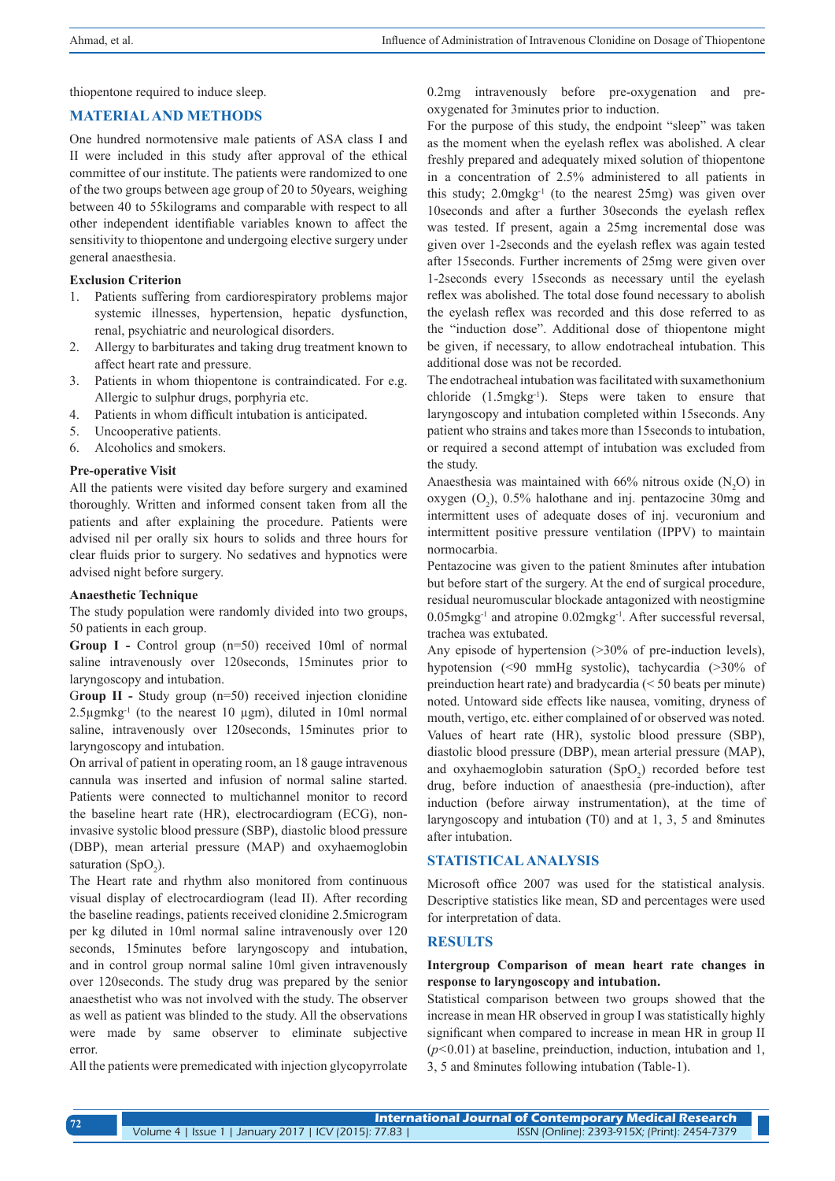thiopentone required to induce sleep.

## MATERIAL AND METHODS

One hundred normotensive male patients of ASA class I and II were included in this study after approval of the ethical committee of our institute. The patients were randomized to one of the two groups between age group of 20 to 50years, weighing between 40 to 55kilograms and comparable with respect to all other independent identifiable variables known to affect the sensitivity to thiopentone and undergoing elective surgery under general anaesthesia.

### Exclusion Criterion

1. Patients suffering from cardiorespiratory problems major systemic illnesses, hypertension, hepatic dysfunction, renal, psychiatric and neurological disorders.
2. Allergy to barbiturates and taking drug treatment known to affect heart rate and pressure.
3. Patients in whom thiopentone is contraindicated. For e.g. Allergic to sulphur drugs, porphyria etc.
4. Patients in whom difficult intubation is anticipated.
5. Uncooperative patients.
6. Alcoholics and smokers.

### Pre-operative Visit

All the patients were visited day before surgery and examined thoroughly. Written and informed consent taken from all the patients and after explaining the procedure. Patients were advised nil per orally six hours to solids and three hours for clear fluids prior to surgery. No sedatives and hypnotics were advised night before surgery.

### Anaesthetic Technique

The study population were randomly divided into two groups, 50 patients in each group.

**Group I -** Control group (n=50) received 10ml of normal saline intravenously over 120seconds, 15minutes prior to laryngoscopy and intubation.

**Group II -** Study group (n=50) received injection clonidine 2.5µgmkg$^{-1}$ (to the nearest 10 µgm), diluted in 10ml normal saline, intravenously over 120seconds, 15minutes prior to laryngoscopy and intubation.

On arrival of patient in operating room, an 18 gauge intravenous cannula was inserted and infusion of normal saline started. Patients were connected to multichannel monitor to record the baseline heart rate (HR), electrocardiogram (ECG), non-invasive systolic blood pressure (SBP), diastolic blood pressure (DBP), mean arterial pressure (MAP) and oxyhaemoglobin saturation ($SpO_2$).

The Heart rate and rhythm also monitored from continuous visual display of electrocardiogram (lead II). After recording the baseline readings, patients received clonidine 2.5microgram per kg diluted in 10ml normal saline intravenously over 120 seconds, 15minutes before laryngoscopy and intubation, and in control group normal saline 10ml given intravenously over 120seconds. The study drug was prepared by the senior anaesthetist who was not involved with the study. The observer as well as patient was blinded to the study. All the observations were made by same observer to eliminate subjective error.

All the patients were premedicated with injection glycopyrrolate 0.2mg intravenously before pre-oxygenation and pre-oxygenated for 3minutes prior to induction.

For the purpose of this study, the endpoint "sleep" was taken as the moment when the eyelash reflex was abolished. A clear freshly prepared and adequately mixed solution of thiopentone in a concentration of 2.5% administered to all patients in this study; 2.0mgkg$^{-1}$ (to the nearest 25mg) was given over 10seconds and after a further 30seconds the eyelash reflex was tested. If present, again a 25mg incremental dose was given over 1-2seconds and the eyelash reflex was again tested after 15seconds. Further increments of 25mg were given over 1-2seconds every 15seconds as necessary until the eyelash reflex was abolished. The total dose found necessary to abolish the eyelash reflex was recorded and this dose referred to as the "induction dose". Additional dose of thiopentone might be given, if necessary, to allow endotracheal intubation. This additional dose was not be recorded.

The endotracheal intubation was facilitated with suxamethonium chloride (1.5mgkg$^{-1}$). Steps were taken to ensure that laryngoscopy and intubation completed within 15seconds. Any patient who strains and takes more than 15seconds to intubation, or required a second attempt of intubation was excluded from the study.

Anaesthesia was maintained with 66% nitrous oxide ($N_2O$) in oxygen ($O_2$), 0.5% halothane and inj. pentazocine 30mg and intermittent uses of adequate doses of inj. vecuronium and intermittent positive pressure ventilation (IPPV) to maintain normocarbia.

Pentazocine was given to the patient 8minutes after intubation but before start of the surgery. At the end of surgical procedure, residual neuromuscular blockade antagonized with neostigmine 0.05mgkg$^{-1}$ and atropine 0.02mgkg$^{-1}$. After successful reversal, trachea was extubated.

Any episode of hypertension (>30% of pre-induction levels), hypotension (<90 mmHg systolic), tachycardia (>30% of preinduction heart rate) and bradycardia (< 50 beats per minute) noted. Untoward side effects like nausea, vomiting, dryness of mouth, vertigo, etc. either complained of or observed was noted. Values of heart rate (HR), systolic blood pressure (SBP), diastolic blood pressure (DBP), mean arterial pressure (MAP), and oxyhaemoglobin saturation ($SpO_2$) recorded before test drug, before induction of anaesthesia (pre-induction), after induction (before airway instrumentation), at the time of laryngoscopy and intubation (T0) and at 1, 3, 5 and 8minutes after intubation.

## STATISTICAL ANALYSIS

Microsoft office 2007 was used for the statistical analysis. Descriptive statistics like mean, SD and percentages were used for interpretation of data.

## RESULTS

**Intergroup Comparison of mean heart rate changes in response to laryngoscopy and intubation.**

Statistical comparison between two groups showed that the increase in mean HR observed in group I was statistically highly significant when compared to increase in mean HR in group II ($p<0.01$) at baseline, preinduction, induction, intubation and 1, 3, 5 and 8minutes following intubation (Table-1).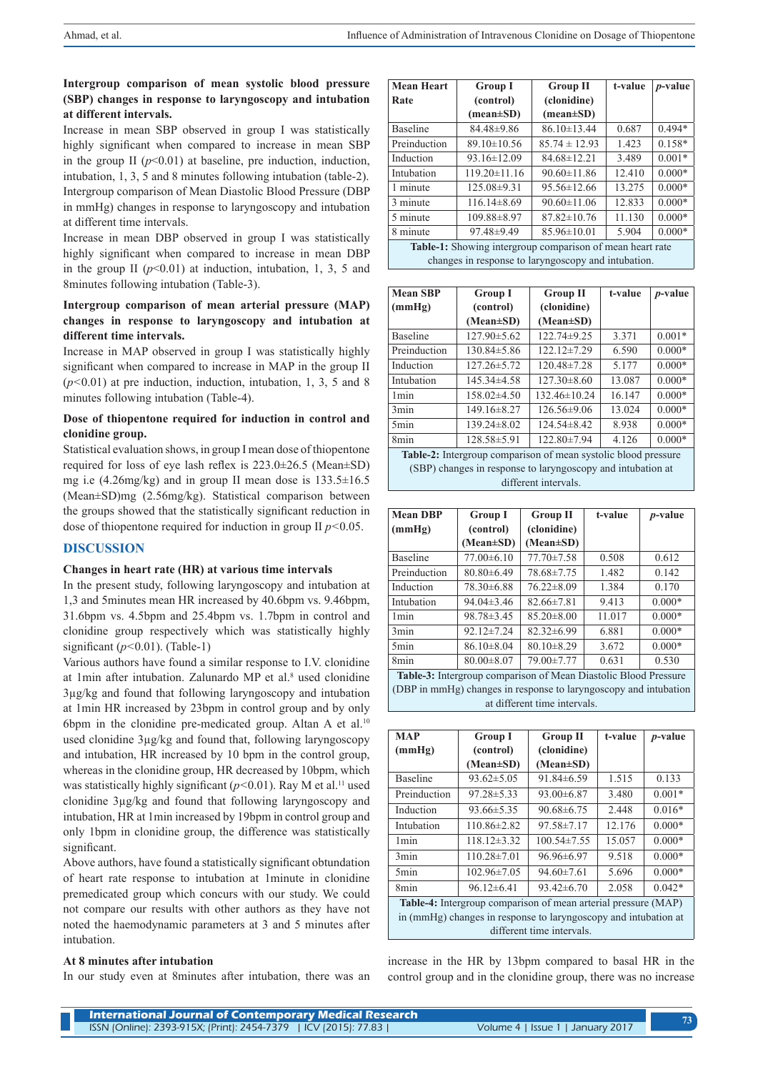**Intergroup comparison of mean systolic blood pressure (SBP) changes in response to laryngoscopy and intubation at different intervals.**

Increase in mean SBP observed in group I was statistically highly significant when compared to increase in mean SBP in the group II ($p$<0.01) at baseline, pre induction, induction, intubation, 1, 3, 5 and 8 minutes following intubation (table-2).

Intergroup comparison of Mean Diastolic Blood Pressure (DBP in mmHg) changes in response to laryngoscopy and intubation at different time intervals.

Increase in mean DBP observed in group I was statistically highly significant when compared to increase in mean DBP in the group II ($p$<0.01) at induction, intubation, 1, 3, 5 and 8minutes following intubation (Table-3).

**Intergroup comparison of mean arterial pressure (MAP) changes in response to laryngoscopy and intubation at different time intervals.**

Increase in MAP observed in group I was statistically highly significant when compared to increase in MAP in the group II ($p$<0.01) at pre induction, induction, intubation, 1, 3, 5 and 8 minutes following intubation (Table-4).

**Dose of thiopentone required for induction in control and clonidine group.**

Statistical evaluation shows, in group I mean dose of thiopentone required for loss of eye lash reflex is 223.0±26.5 (Mean±SD) mg i.e (4.26mg/kg) and in group II mean dose is 133.5±16.5 (Mean±SD)mg (2.56mg/kg). Statistical comparison between the groups showed that the statistically significant reduction in dose of thiopentone required for induction in group II $p$<0.05.

## DISCUSSION

**Changes in heart rate (HR) at various time intervals**

In the present study, following laryngoscopy and intubation at 1,3 and 5minutes mean HR increased by 40.6bpm vs. 9.46bpm, 31.6bpm vs. 4.5bpm and 25.4bpm vs. 1.7bpm in control and clonidine group respectively which was statistically highly significant ($p$<0.01). (Table-1)

Various authors have found a similar response to I.V. clonidine at 1min after intubation. Zalunardo MP et al.[8] used clonidine 3µg/kg and found that following laryngoscopy and intubation at 1min HR increased by 23bpm in control group and by only 6bpm in the clonidine pre-medicated group. Altan A et al.[10] used clonidine 3µg/kg and found that, following laryngoscopy and intubation, HR increased by 10 bpm in the control group, whereas in the clonidine group, HR decreased by 10bpm, which was statistically highly significant ($p$<0.01). Ray M et al.[11] used clonidine 3µg/kg and found that following laryngoscopy and intubation, HR at 1min increased by 19bpm in control group and only 1bpm in clonidine group, the difference was statistically significant.

Above authors, have found a statistically significant obtundation of heart rate response to intubation at 1minute in clonidine premedicated group which concurs with our study. We could not compare our results with other authors as they have not noted the haemodynamic parameters at 3 and 5 minutes after intubation.

**At 8 minutes after intubation**

In our study even at 8minutes after intubation, there was an increase in the HR by 13bpm compared to basal HR in the control group and in the clonidine group, there was no increase

| Mean Heart Rate | Group I (control) (mean±SD) | Group II (clonidine) (mean±SD) | t-value | $p$-value |
|---|---|---|---|---|
| Baseline | 84.48±9.86 | 86.10±13.44 | 0.687 | 0.494* |
| Preinduction | 89.10±10.56 | 85.74 ± 12.93 | 1.423 | 0.158* |
| Induction | 93.16±12.09 | 84.68±12.21 | 3.489 | 0.001* |
| Intubation | 119.20±11.16 | 90.60±11.86 | 12.410 | 0.000* |
| 1 minute | 125.08±9.31 | 95.56±12.66 | 13.275 | 0.000* |
| 3 minute | 116.14±8.69 | 90.60±11.06 | 12.833 | 0.000* |
| 5 minute | 109.88±8.97 | 87.82±10.76 | 11.130 | 0.000* |
| 8 minute | 97.48±9.49 | 85.96±10.01 | 5.904 | 0.000* |

**Table-1:** Showing intergroup comparison of mean heart rate changes in response to laryngoscopy and intubation.

| Mean SBP (mmHg) | Group I (control) (Mean±SD) | Group II (clonidine) (Mean±SD) | t-value | $p$-value |
|---|---|---|---|---|
| Baseline | 127.90±5.62 | 122.74±9.25 | 3.371 | 0.001* |
| Preinduction | 130.84±5.86 | 122.12±7.29 | 6.590 | 0.000* |
| Induction | 127.26±5.72 | 120.48±7.28 | 5.177 | 0.000* |
| Intubation | 145.34±4.58 | 127.30±8.60 | 13.087 | 0.000* |
| 1min | 158.02±4.50 | 132.46±10.24 | 16.147 | 0.000* |
| 3min | 149.16±8.27 | 126.56±9.06 | 13.024 | 0.000* |
| 5min | 139.24±8.02 | 124.54±8.42 | 8.938 | 0.000* |
| 8min | 128.58±5.91 | 122.80±7.94 | 4.126 | 0.000* |

**Table-2:** Intergroup comparison of mean systolic blood pressure (SBP) changes in response to laryngoscopy and intubation at different intervals.

| Mean DBP (mmHg) | Group I (control) (Mean±SD) | Group II (clonidine) (Mean±SD) | t-value | $p$-value |
|---|---|---|---|---|
| Baseline | 77.00±6.10 | 77.70±7.58 | 0.508 | 0.612 |
| Preinduction | 80.80±6.49 | 78.68±7.75 | 1.482 | 0.142 |
| Induction | 78.30±6.88 | 76.22±8.09 | 1.384 | 0.170 |
| Intubation | 94.04±3.46 | 82.66±7.81 | 9.413 | 0.000* |
| 1min | 98.78±3.45 | 85.20±8.00 | 11.017 | 0.000* |
| 3min | 92.12±7.24 | 82.32±6.99 | 6.881 | 0.000* |
| 5min | 86.10±8.04 | 80.10±8.29 | 3.672 | 0.000* |
| 8min | 80.00±8.07 | 79.00±7.77 | 0.631 | 0.530 |

**Table-3:** Intergroup comparison of Mean Diastolic Blood Pressure (DBP in mmHg) changes in response to laryngoscopy and intubation at different time intervals.

| MAP (mmHg) | Group I (control) (Mean±SD) | Group II (clonidine) (Mean±SD) | t-value | $p$-value |
|---|---|---|---|---|
| Baseline | 93.62±5.05 | 91.84±6.59 | 1.515 | 0.133 |
| Preinduction | 97.28±5.33 | 93.00±6.87 | 3.480 | 0.001* |
| Induction | 93.66±5.35 | 90.68±6.75 | 2.448 | 0.016* |
| Intubation | 110.86±2.82 | 97.58±7.17 | 12.176 | 0.000* |
| 1min | 118.12±3.32 | 100.54±7.55 | 15.057 | 0.000* |
| 3min | 110.28±7.01 | 96.96±6.97 | 9.518 | 0.000* |
| 5min | 102.96±7.05 | 94.60±7.61 | 5.696 | 0.000* |
| 8min | 96.12±6.41 | 93.42±6.70 | 2.058 | 0.042* |

**Table-4:** Intergroup comparison of mean arterial pressure (MAP) in (mmHg) changes in response to laryngoscopy and intubation at different time intervals.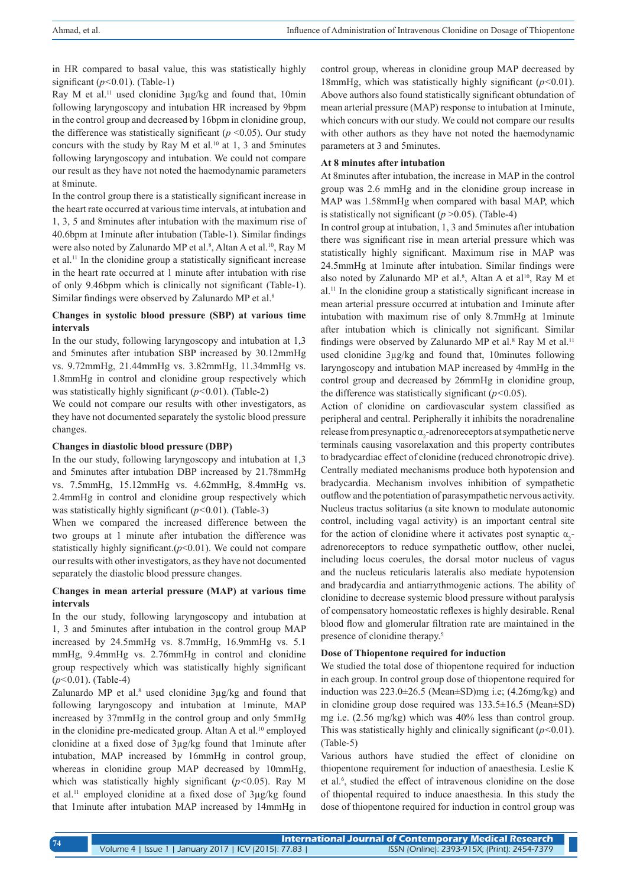in HR compared to basal value, this was statistically highly significant ($p<0.01$). (Table-1)

Ray M et al.[11] used clonidine 3µg/kg and found that, 10min following laryngoscopy and intubation HR increased by 9bpm in the control group and decreased by 16bpm in clonidine group, the difference was statistically significant ($p<0.05$). Our study concurs with the study by Ray M et al.[10] at 1, 3 and 5minutes following laryngoscopy and intubation. We could not compare our result as they have not noted the haemodynamic parameters at 8minute.

In the control group there is a statistically significant increase in the heart rate occurred at various time intervals, at intubation and 1, 3, 5 and 8minutes after intubation with the maximum rise of 40.6bpm at 1minute after intubation (Table-1). Similar findings were also noted by Zalunardo MP et al.[8], Altan A et al.[10], Ray M et al.[11] In the clonidine group a statistically significant increase in the heart rate occurred at 1 minute after intubation with rise of only 9.46bpm which is clinically not significant (Table-1). Similar findings were observed by Zalunardo MP et al.[8]

### Changes in systolic blood pressure (SBP) at various time intervals

In the our study, following laryngoscopy and intubation at 1,3 and 5minutes after intubation SBP increased by 30.12mmHg vs. 9.72mmHg, 21.44mmHg vs. 3.82mmHg, 11.34mmHg vs. 1.8mmHg in control and clonidine group respectively which was statistically highly significant ($p<0.01$). (Table-2)

We could not compare our results with other investigators, as they have not documented separately the systolic blood pressure changes.

### Changes in diastolic blood pressure (DBP)

In the our study, following laryngoscopy and intubation at 1,3 and 5minutes after intubation DBP increased by 21.78mmHg vs. 7.5mmHg, 15.12mmHg vs. 4.62mmHg, 8.4mmHg vs. 2.4mmHg in control and clonidine group respectively which was statistically highly significant ($p<0.01$). (Table-3)

When we compared the increased difference between the two groups at 1 minute after intubation the difference was statistically highly significant.($p<0.01$). We could not compare our results with other investigators, as they have not documented separately the diastolic blood pressure changes.

### Changes in mean arterial pressure (MAP) at various time intervals

In the our study, following laryngoscopy and intubation at 1, 3 and 5minutes after intubation in the control group MAP increased by 24.5mmHg vs. 8.7mmHg, 16.9mmHg vs. 5.1 mmHg, 9.4mmHg vs. 2.76mmHg in control and clonidine group respectively which was statistically highly significant ($p<0.01$). (Table-4)

Zalunardo MP et al.[8] used clonidine 3µg/kg and found that following laryngoscopy and intubation at 1minute, MAP increased by 37mmHg in the control group and only 5mmHg in the clonidine pre-medicated group. Altan A et al.[10] employed clonidine at a fixed dose of 3µg/kg found that 1minute after intubation, MAP increased by 16mmHg in control group, whereas in clonidine group MAP decreased by 10mmHg, which was statistically highly significant ($p<0.05$). Ray M et al.[11] employed clonidine at a fixed dose of 3µg/kg found that 1minute after intubation MAP increased by 14mmHg in control group, whereas in clonidine group MAP decreased by 18mmHg, which was statistically highly significant ($p<0.01$). Above authors also found statistically significant obtundation of mean arterial pressure (MAP) response to intubation at 1minute, which concurs with our study. We could not compare our results with other authors as they have not noted the haemodynamic parameters at 3 and 5minutes.

### At 8 minutes after intubation

At 8minutes after intubation, the increase in MAP in the control group was 2.6 mmHg and in the clonidine group increase in MAP was 1.58mmHg when compared with basal MAP, which is statistically not significant ($p>0.05$). (Table-4)

In control group at intubation, 1, 3 and 5minutes after intubation there was significant rise in mean arterial pressure which was statistically highly significant. Maximum rise in MAP was 24.5mmHg at 1minute after intubation. Similar findings were also noted by Zalunardo MP et al.[8], Altan A et al[10], Ray M et al.[11] In the clonidine group a statistically significant increase in mean arterial pressure occurred at intubation and 1minute after intubation with maximum rise of only 8.7mmHg at 1minute after intubation which is clinically not significant. Similar findings were observed by Zalunardo MP et al.[8] Ray M et al.[11] used clonidine 3µg/kg and found that, 10minutes following laryngoscopy and intubation MAP increased by 4mmHg in the control group and decreased by 26mmHg in clonidine group, the difference was statistically significant ($p<0.05$).

Action of clonidine on cardiovascular system classified as peripheral and central. Peripherally it inhibits the noradrenaline release from presynaptic $\alpha_2$-adrenoreceptors at sympathetic nerve terminals causing vasorelaxation and this property contributes to bradycardiac effect of clonidine (reduced chronotropic drive). Centrally mediated mechanisms produce both hypotension and bradycardia. Mechanism involves inhibition of sympathetic outflow and the potentiation of parasympathetic nervous activity. Nucleus tractus solitarius (a site known to modulate autonomic control, including vagal activity) is an important central site for the action of clonidine where it activates post synaptic $\alpha_2$-adrenoreceptors to reduce sympathetic outflow, other nuclei, including locus coerules, the dorsal motor nucleus of vagus and the nucleus reticularis lateralis also mediate hypotension and bradycardia and antiarrythmogenic actions. The ability of clonidine to decrease systemic blood pressure without paralysis of compensatory homeostatic reflexes is highly desirable. Renal blood flow and glomerular filtration rate are maintained in the presence of clonidine therapy.[5]

### Dose of Thiopentone required for induction

We studied the total dose of thiopentone required for induction in each group. In control group dose of thiopentone required for induction was 223.0±26.5 (Mean±SD)mg i.e; (4.26mg/kg) and in clonidine group dose required was 133.5±16.5 (Mean±SD) mg i.e. (2.56 mg/kg) which was 40% less than control group. This was statistically highly and clinically significant ($p<0.01$). (Table-5)

Various authors have studied the effect of clonidine on thiopentone requirement for induction of anaesthesia. Leslie K et al.[6], studied the effect of intravenous clonidine on the dose of thiopental required to induce anaesthesia. In this study the dose of thiopentone required for induction in control group was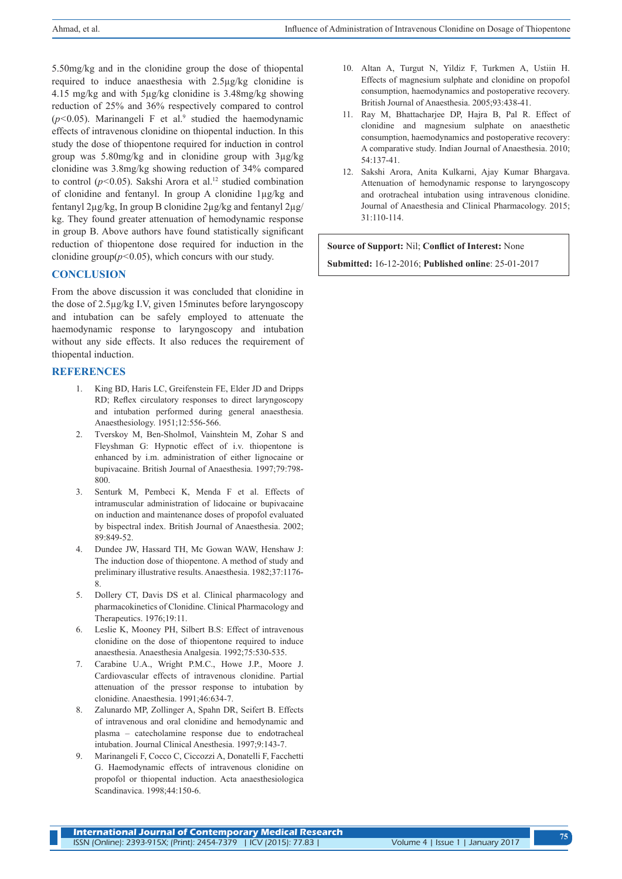5.50mg/kg and in the clonidine group the dose of thiopental required to induce anaesthesia with 2.5µg/kg clonidine is 4.15 mg/kg and with 5µg/kg clonidine is 3.48mg/kg showing reduction of 25% and 36% respectively compared to control ($p<0.05$). Marinangeli F et al.[9] studied the haemodynamic effects of intravenous clonidine on thiopental induction. In this study the dose of thiopentone required for induction in control group was 5.80mg/kg and in clonidine group with 3µg/kg clonidine was 3.8mg/kg showing reduction of 34% compared to control ($p<0.05$). Sakshi Arora et al.[12] studied combination of clonidine and fentanyl. In group A clonidine 1µg/kg and fentanyl 2µg/kg, In group B clonidine 2µg/kg and fentanyl 2µg/kg. They found greater attenuation of hemodynamic response in group B. Above authors have found statistically significant reduction of thiopentone dose required for induction in the clonidine group($p<0.05$), which concurs with our study.

## CONCLUSION

From the above discussion it was concluded that clonidine in the dose of 2.5µg/kg I.V, given 15minutes before laryngoscopy and intubation can be safely employed to attenuate the haemodynamic response to laryngoscopy and intubation without any side effects. It also reduces the requirement of thiopental induction.

## REFERENCES

1. King BD, Haris LC, Greifenstein FE, Elder JD and Dripps RD; Reflex circulatory responses to direct laryngoscopy and intubation performed during general anaesthesia. Anaesthesiology. 1951;12:556-566.
2. Tverskoy M, Ben-SholmoI, Vainshtein M, Zohar S and Fleyshman G: Hypnotic effect of i.v. thiopentone is enhanced by i.m. administration of either lignocaine or bupivacaine. British Journal of Anaesthesia. 1997;79:798-800.
3. Senturk M, Pembeci K, Menda F et al. Effects of intramuscular administration of lidocaine or bupivacaine on induction and maintenance doses of propofol evaluated by bispectral index. British Journal of Anaesthesia. 2002; 89:849-52.
4. Dundee JW, Hassard TH, Mc Gowan WAW, Henshaw J: The induction dose of thiopentone. A method of study and preliminary illustrative results. Anaesthesia. 1982;37:1176-8.
5. Dollery CT, Davis DS et al. Clinical pharmacology and pharmacokinetics of Clonidine. Clinical Pharmacology and Therapeutics. 1976;19:11.
6. Leslie K, Mooney PH, Silbert B.S: Effect of intravenous clonidine on the dose of thiopentone required to induce anaesthesia. Anaesthesia Analgesia. 1992;75:530-535.
7. Carabine U.A., Wright P.M.C., Howe J.P., Moore J. Cardiovascular effects of intravenous clonidine. Partial attenuation of the pressor response to intubation by clonidine. Anaesthesia. 1991;46:634-7.
8. Zalunardo MP, Zollinger A, Spahn DR, Seifert B. Effects of intravenous and oral clonidine and hemodynamic and plasma – catecholamine response due to endotracheal intubation. Journal Clinical Anesthesia. 1997;9:143-7.
9. Marinangeli F, Cocco C, Ciccozzi A, Donatelli F, Facchetti G. Haemodynamic effects of intravenous clonidine on propofol or thiopental induction. Acta anaesthesiologica Scandinavica. 1998;44:150-6.
10. Altan A, Turgut N, Yildiz F, Turkmen A, Ustiin H. Effects of magnesium sulphate and clonidine on propofol consumption, haemodynamics and postoperative recovery. British Journal of Anaesthesia. 2005;93:438-41.
11. Ray M, Bhattacharjee DP, Hajra B, Pal R. Effect of clonidine and magnesium sulphate on anaesthetic consumption, haemodynamics and postoperative recovery: A comparative study. Indian Journal of Anaesthesia. 2010; 54:137-41.
12. Sakshi Arora, Anita Kulkarni, Ajay Kumar Bhargava. Attenuation of hemodynamic response to laryngoscopy and orotracheal intubation using intravenous clonidine. Journal of Anaesthesia and Clinical Pharmacology. 2015; 31:110-114.

**Source of Support:** Nil; **Conflict of Interest:** None

**Submitted:** 16-12-2016; **Published online**: 25-01-2017